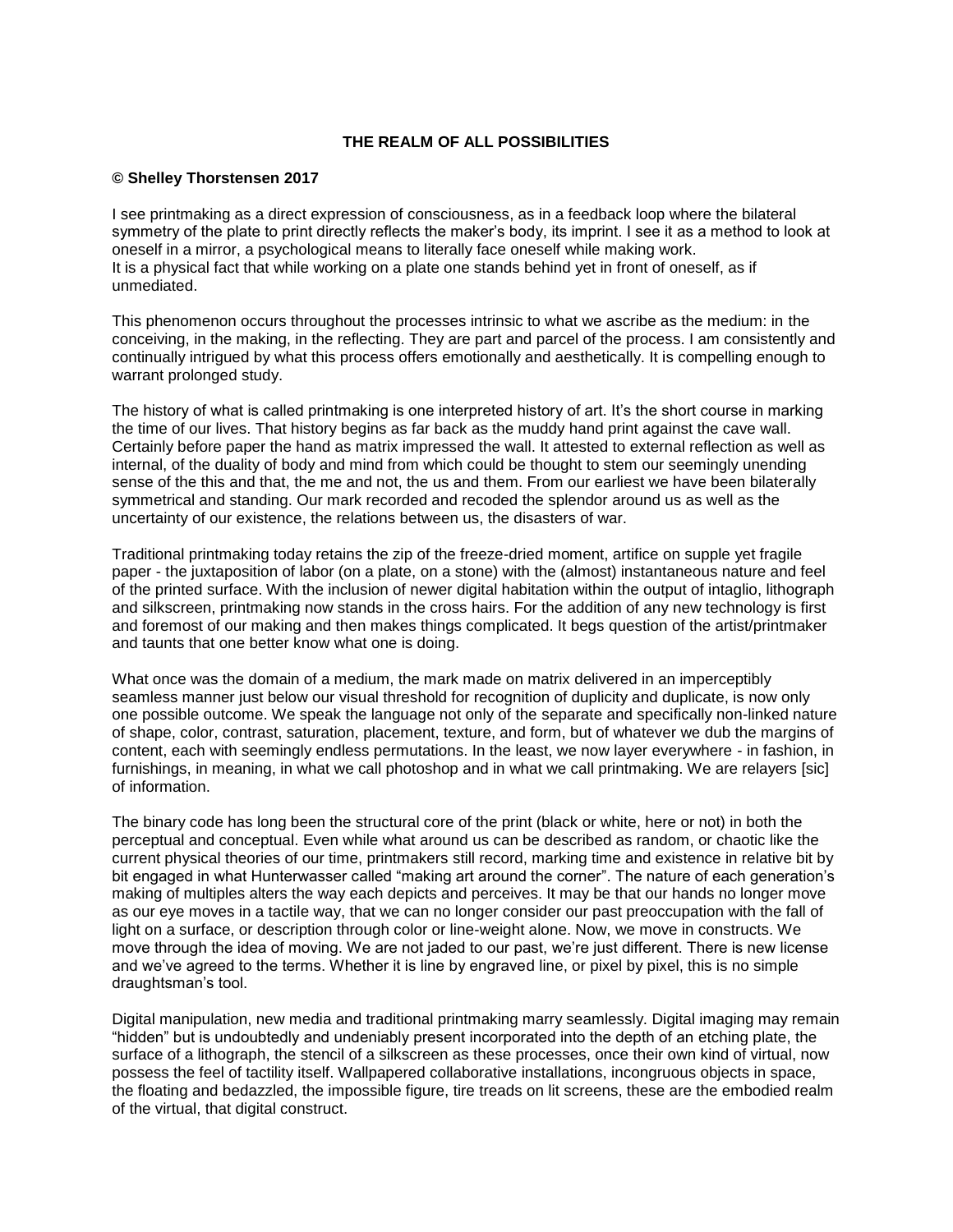# THE REALM OF ALL POSSIBILITIES

**© Shelley Thorstensen 2017**

I see printmaking as a direct expression of consciousness, as in a feedback loop where the bilateral symmetry of the plate to print directly reflects the maker's body, its imprint. I see it as a method to look at oneself in a mirror, a psychological means to literally face oneself while making work.
It is a physical fact that while working on a plate one stands behind yet in front of oneself, as if unmediated.

This phenomenon occurs throughout the processes intrinsic to what we ascribe as the medium: in the conceiving, in the making, in the reflecting. They are part and parcel of the process. I am consistently and continually intrigued by what this process offers emotionally and aesthetically. It is compelling enough to warrant prolonged study.

The history of what is called printmaking is one interpreted history of art. It's the short course in marking the time of our lives. That history begins as far back as the muddy hand print against the cave wall. Certainly before paper the hand as matrix impressed the wall. It attested to external reflection as well as internal, of the duality of body and mind from which could be thought to stem our seemingly unending sense of the this and that, the me and not, the us and them. From our earliest we have been bilaterally symmetrical and standing. Our mark recorded and recoded the splendor around us as well as the uncertainty of our existence, the relations between us, the disasters of war.

Traditional printmaking today retains the zip of the freeze-dried moment, artifice on supple yet fragile paper - the juxtaposition of labor (on a plate, on a stone) with the (almost) instantaneous nature and feel of the printed surface. With the inclusion of newer digital habitation within the output of intaglio, lithograph and silkscreen, printmaking now stands in the cross hairs. For the addition of any new technology is first and foremost of our making and then makes things complicated. It begs question of the artist/printmaker and taunts that one better know what one is doing.

What once was the domain of a medium, the mark made on matrix delivered in an imperceptibly seamless manner just below our visual threshold for recognition of duplicity and duplicate, is now only one possible outcome. We speak the language not only of the separate and specifically non-linked nature of shape, color, contrast, saturation, placement, texture, and form, but of whatever we dub the margins of content, each with seemingly endless permutations. In the least, we now layer everywhere - in fashion, in furnishings, in meaning, in what we call photoshop and in what we call printmaking. We are relayers [sic] of information.

The binary code has long been the structural core of the print (black or white, here or not) in both the perceptual and conceptual. Even while what around us can be described as random, or chaotic like the current physical theories of our time, printmakers still record, marking time and existence in relative bit by bit engaged in what Hunterwasser called "making art around the corner". The nature of each generation's making of multiples alters the way each depicts and perceives. It may be that our hands no longer move as our eye moves in a tactile way, that we can no longer consider our past preoccupation with the fall of light on a surface, or description through color or line-weight alone. Now, we move in constructs. We move through the idea of moving. We are not jaded to our past, we're just different. There is new license and we've agreed to the terms. Whether it is line by engraved line, or pixel by pixel, this is no simple draughtsman's tool.

Digital manipulation, new media and traditional printmaking marry seamlessly. Digital imaging may remain "hidden" but is undoubtedly and undeniably present incorporated into the depth of an etching plate, the surface of a lithograph, the stencil of a silkscreen as these processes, once their own kind of virtual, now possess the feel of tactility itself. Wallpapered collaborative installations, incongruous objects in space, the floating and bedazzled, the impossible figure, tire treads on lit screens, these are the embodied realm of the virtual, that digital construct.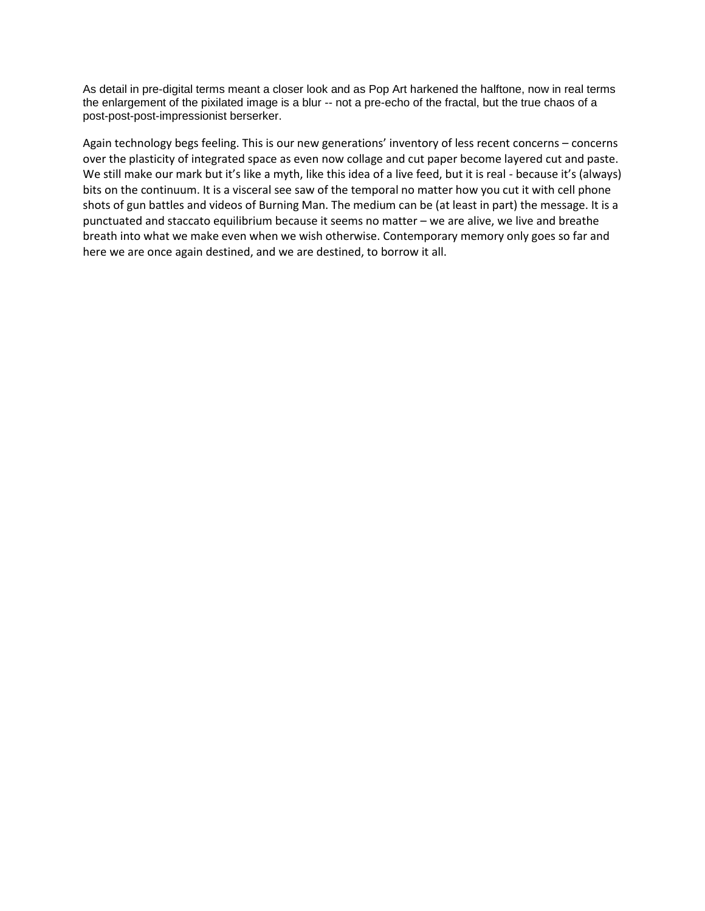As detail in pre-digital terms meant a closer look and as Pop Art harkened the halftone, now in real terms the enlargement of the pixilated image is a blur -- not a pre-echo of the fractal, but the true chaos of a post-post-post-impressionist berserker.

Again technology begs feeling. This is our new generations' inventory of less recent concerns – concerns over the plasticity of integrated space as even now collage and cut paper become layered cut and paste. We still make our mark but it's like a myth, like this idea of a live feed, but it is real - because it's (always) bits on the continuum. It is a visceral see saw of the temporal no matter how you cut it with cell phone shots of gun battles and videos of Burning Man. The medium can be (at least in part) the message. It is a punctuated and staccato equilibrium because it seems no matter – we are alive, we live and breathe breath into what we make even when we wish otherwise. Contemporary memory only goes so far and here we are once again destined, and we are destined, to borrow it all.